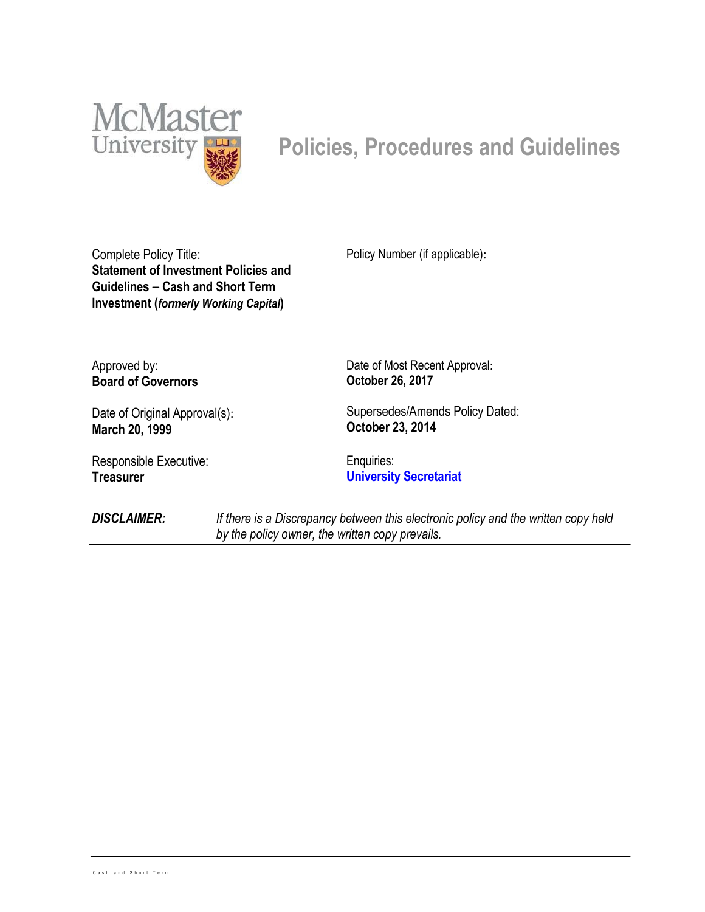McMaster University

# Policies, Procedures and Guidelines

| | |
|---|---|
| Complete Policy Title:<br>**Statement of Investment Policies and Guidelines – Cash and Short Term Investment (*formerly Working Capital*)** | Policy Number (if applicable): |
| Approved by:<br>**Board of Governors** | Date of Most Recent Approval:<br>**October 26, 2017** |
| Date of Original Approval(s):<br>**March 20, 1999** | Supersedes/Amends Policy Dated:<br>**October 23, 2014** |
| Responsible Executive:<br>**Treasurer** | Enquiries:<br>**University Secretariat** |

***DISCLAIMER:*** *If there is a Discrepancy between this electronic policy and the written copy held by the policy owner, the written copy prevails.*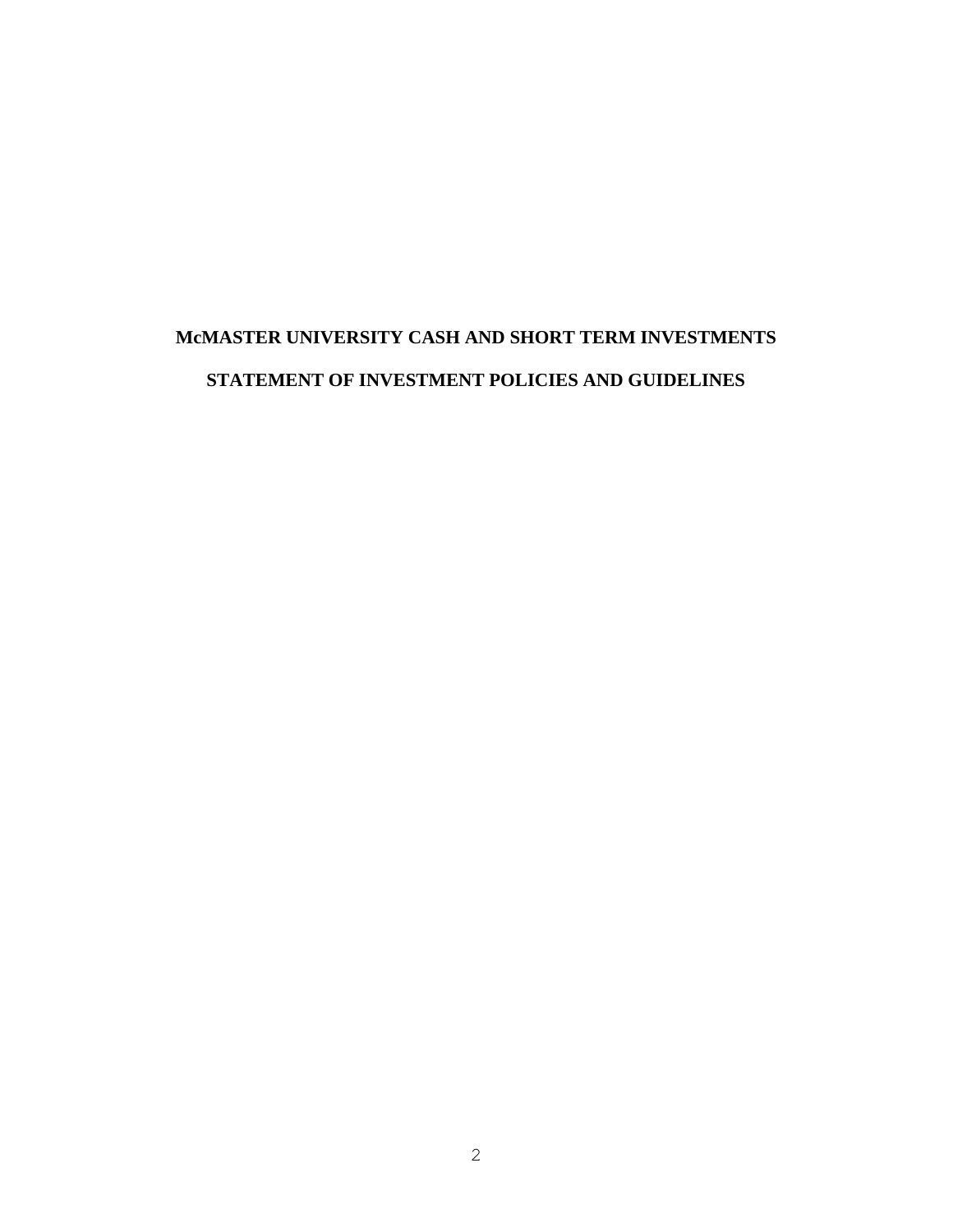# McMASTER UNIVERSITY CASH AND SHORT TERM INVESTMENTS

# STATEMENT OF INVESTMENT POLICIES AND GUIDELINES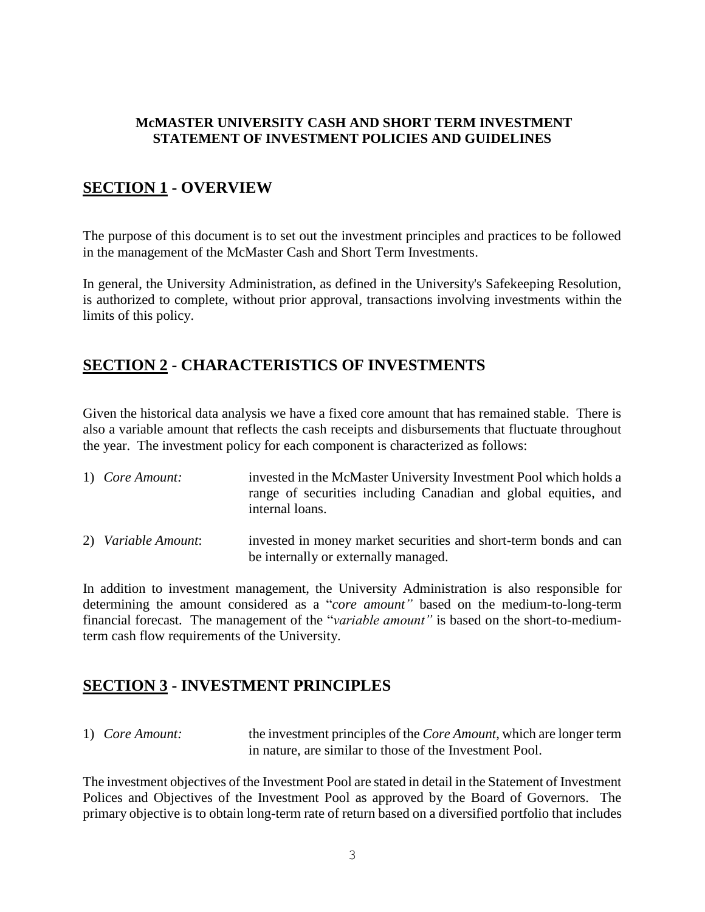**McMASTER UNIVERSITY CASH AND SHORT TERM INVESTMENT STATEMENT OF INVESTMENT POLICIES AND GUIDELINES**

## SECTION 1 - OVERVIEW

The purpose of this document is to set out the investment principles and practices to be followed in the management of the McMaster Cash and Short Term Investments.

In general, the University Administration, as defined in the University's Safekeeping Resolution, is authorized to complete, without prior approval, transactions involving investments within the limits of this policy.

## SECTION 2 - CHARACTERISTICS OF INVESTMENTS

Given the historical data analysis we have a fixed core amount that has remained stable. There is also a variable amount that reflects the cash receipts and disbursements that fluctuate throughout the year. The investment policy for each component is characterized as follows:

1) *Core Amount:* invested in the McMaster University Investment Pool which holds a range of securities including Canadian and global equities, and internal loans.

2) *Variable Amount*: invested in money market securities and short-term bonds and can be internally or externally managed.

In addition to investment management, the University Administration is also responsible for determining the amount considered as a "*core amount"* based on the medium-to-long-term financial forecast. The management of the "*variable amount"* is based on the short-to-medium-term cash flow requirements of the University.

## SECTION 3 - INVESTMENT PRINCIPLES

1) *Core Amount:* the investment principles of the *Core Amount*, which are longer term in nature, are similar to those of the Investment Pool.

The investment objectives of the Investment Pool are stated in detail in the Statement of Investment Polices and Objectives of the Investment Pool as approved by the Board of Governors. The primary objective is to obtain long-term rate of return based on a diversified portfolio that includes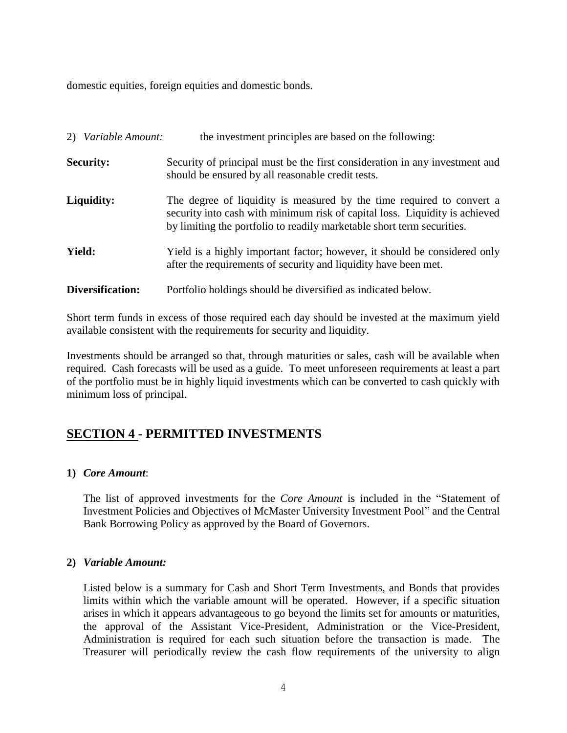domestic equities, foreign equities and domestic bonds.

2) *Variable Amount:* the investment principles are based on the following:

**Security:** Security of principal must be the first consideration in any investment and should be ensured by all reasonable credit tests.

**Liquidity:** The degree of liquidity is measured by the time required to convert a security into cash with minimum risk of capital loss. Liquidity is achieved by limiting the portfolio to readily marketable short term securities.

**Yield:** Yield is a highly important factor; however, it should be considered only after the requirements of security and liquidity have been met.

**Diversification:** Portfolio holdings should be diversified as indicated below.

Short term funds in excess of those required each day should be invested at the maximum yield available consistent with the requirements for security and liquidity.

Investments should be arranged so that, through maturities or sales, cash will be available when required. Cash forecasts will be used as a guide. To meet unforeseen requirements at least a part of the portfolio must be in highly liquid investments which can be converted to cash quickly with minimum loss of principal.

## SECTION 4 - PERMITTED INVESTMENTS

**1)** ***Core Amount***:

The list of approved investments for the *Core Amount* is included in the "Statement of Investment Policies and Objectives of McMaster University Investment Pool" and the Central Bank Borrowing Policy as approved by the Board of Governors.

**2)** ***Variable Amount:***

Listed below is a summary for Cash and Short Term Investments, and Bonds that provides limits within which the variable amount will be operated. However, if a specific situation arises in which it appears advantageous to go beyond the limits set for amounts or maturities, the approval of the Assistant Vice-President, Administration or the Vice-President, Administration is required for each such situation before the transaction is made. The Treasurer will periodically review the cash flow requirements of the university to align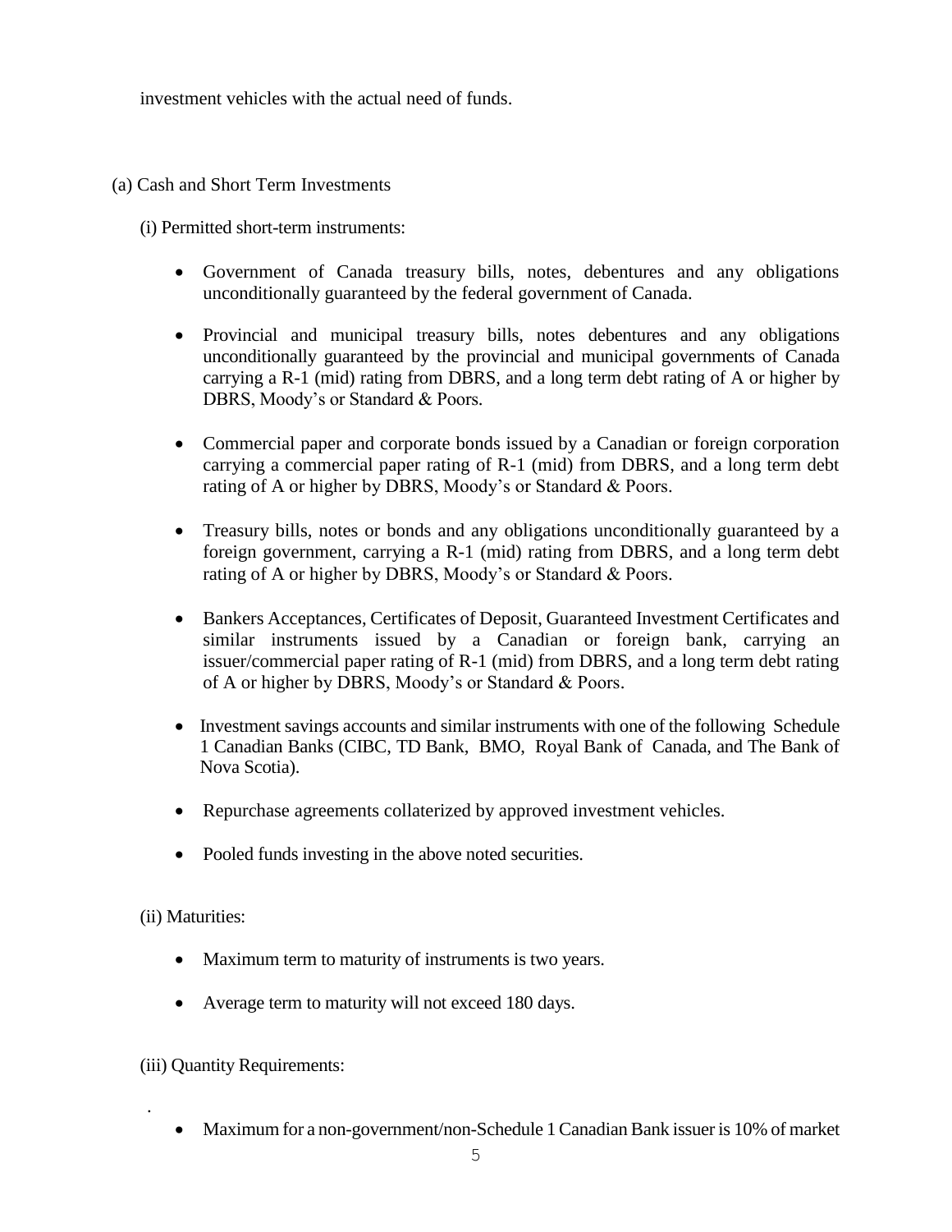investment vehicles with the actual need of funds.

(a) Cash and Short Term Investments

(i) Permitted short-term instruments:

- Government of Canada treasury bills, notes, debentures and any obligations unconditionally guaranteed by the federal government of Canada.
- Provincial and municipal treasury bills, notes debentures and any obligations unconditionally guaranteed by the provincial and municipal governments of Canada carrying a R-1 (mid) rating from DBRS, and a long term debt rating of A or higher by DBRS, Moody's or Standard & Poors.
- Commercial paper and corporate bonds issued by a Canadian or foreign corporation carrying a commercial paper rating of R-1 (mid) from DBRS, and a long term debt rating of A or higher by DBRS, Moody's or Standard & Poors.
- Treasury bills, notes or bonds and any obligations unconditionally guaranteed by a foreign government, carrying a R-1 (mid) rating from DBRS, and a long term debt rating of A or higher by DBRS, Moody's or Standard & Poors.
- Bankers Acceptances, Certificates of Deposit, Guaranteed Investment Certificates and similar instruments issued by a Canadian or foreign bank, carrying an issuer/commercial paper rating of R-1 (mid) from DBRS, and a long term debt rating of A or higher by DBRS, Moody's or Standard & Poors.
- Investment savings accounts and similar instruments with one of the following Schedule 1 Canadian Banks (CIBC, TD Bank, BMO, Royal Bank of Canada, and The Bank of Nova Scotia).
- Repurchase agreements collaterized by approved investment vehicles.
- Pooled funds investing in the above noted securities.

(ii) Maturities:

- Maximum term to maturity of instruments is two years.
- Average term to maturity will not exceed 180 days.

(iii) Quantity Requirements:

.

- Maximum for a non-government/non-Schedule 1 Canadian Bank issuer is 10% of market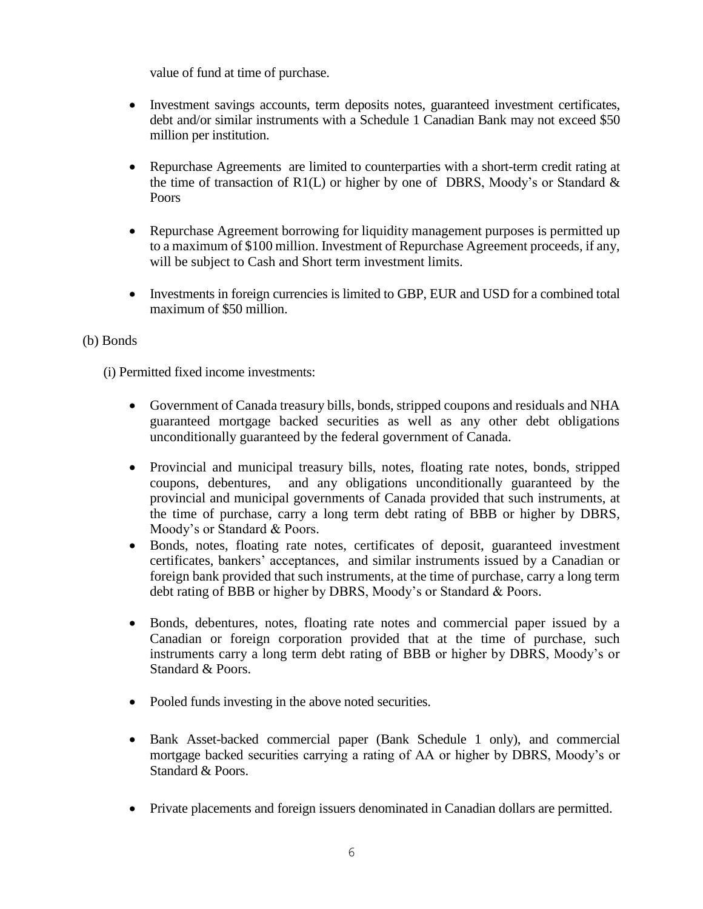value of fund at time of purchase.

- Investment savings accounts, term deposits notes, guaranteed investment certificates, debt and/or similar instruments with a Schedule 1 Canadian Bank may not exceed $50 million per institution.

- Repurchase Agreements are limited to counterparties with a short-term credit rating at the time of transaction of R1(L) or higher by one of DBRS, Moody's or Standard & Poors

- Repurchase Agreement borrowing for liquidity management purposes is permitted up to a maximum of $100 million. Investment of Repurchase Agreement proceeds, if any, will be subject to Cash and Short term investment limits.

- Investments in foreign currencies is limited to GBP, EUR and USD for a combined total maximum of $50 million.

(b) Bonds

(i) Permitted fixed income investments:

- Government of Canada treasury bills, bonds, stripped coupons and residuals and NHA guaranteed mortgage backed securities as well as any other debt obligations unconditionally guaranteed by the federal government of Canada.

- Provincial and municipal treasury bills, notes, floating rate notes, bonds, stripped coupons, debentures, and any obligations unconditionally guaranteed by the provincial and municipal governments of Canada provided that such instruments, at the time of purchase, carry a long term debt rating of BBB or higher by DBRS, Moody's or Standard & Poors.
- Bonds, notes, floating rate notes, certificates of deposit, guaranteed investment certificates, bankers' acceptances, and similar instruments issued by a Canadian or foreign bank provided that such instruments, at the time of purchase, carry a long term debt rating of BBB or higher by DBRS, Moody's or Standard & Poors.

- Bonds, debentures, notes, floating rate notes and commercial paper issued by a Canadian or foreign corporation provided that at the time of purchase, such instruments carry a long term debt rating of BBB or higher by DBRS, Moody's or Standard & Poors.

- Pooled funds investing in the above noted securities.

- Bank Asset-backed commercial paper (Bank Schedule 1 only), and commercial mortgage backed securities carrying a rating of AA or higher by DBRS, Moody's or Standard & Poors.

- Private placements and foreign issuers denominated in Canadian dollars are permitted.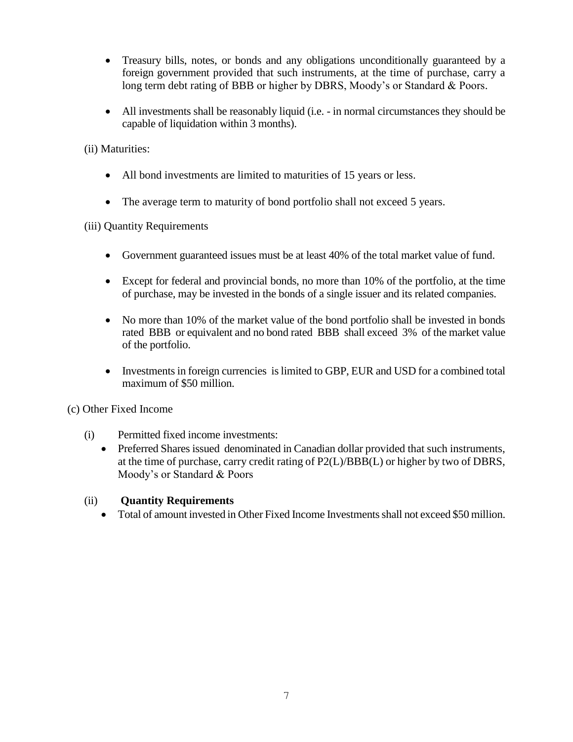- Treasury bills, notes, or bonds and any obligations unconditionally guaranteed by a foreign government provided that such instruments, at the time of purchase, carry a long term debt rating of BBB or higher by DBRS, Moody's or Standard & Poors.

- All investments shall be reasonably liquid (i.e. - in normal circumstances they should be capable of liquidation within 3 months).

(ii) Maturities:

- All bond investments are limited to maturities of 15 years or less.

- The average term to maturity of bond portfolio shall not exceed 5 years.

(iii) Quantity Requirements

- Government guaranteed issues must be at least 40% of the total market value of fund.

- Except for federal and provincial bonds, no more than 10% of the portfolio, at the time of purchase, may be invested in the bonds of a single issuer and its related companies.

- No more than 10% of the market value of the bond portfolio shall be invested in bonds rated BBB or equivalent and no bond rated BBB shall exceed 3% of the market value of the portfolio.

- Investments in foreign currencies is limited to GBP, EUR and USD for a combined total maximum of $50 million.

(c) Other Fixed Income

(i) Permitted fixed income investments:

- Preferred Shares issued denominated in Canadian dollar provided that such instruments, at the time of purchase, carry credit rating of P2(L)/BBB(L) or higher by two of DBRS, Moody's or Standard & Poors

(ii) **Quantity Requirements**

- Total of amount invested in Other Fixed Income Investments shall not exceed $50 million.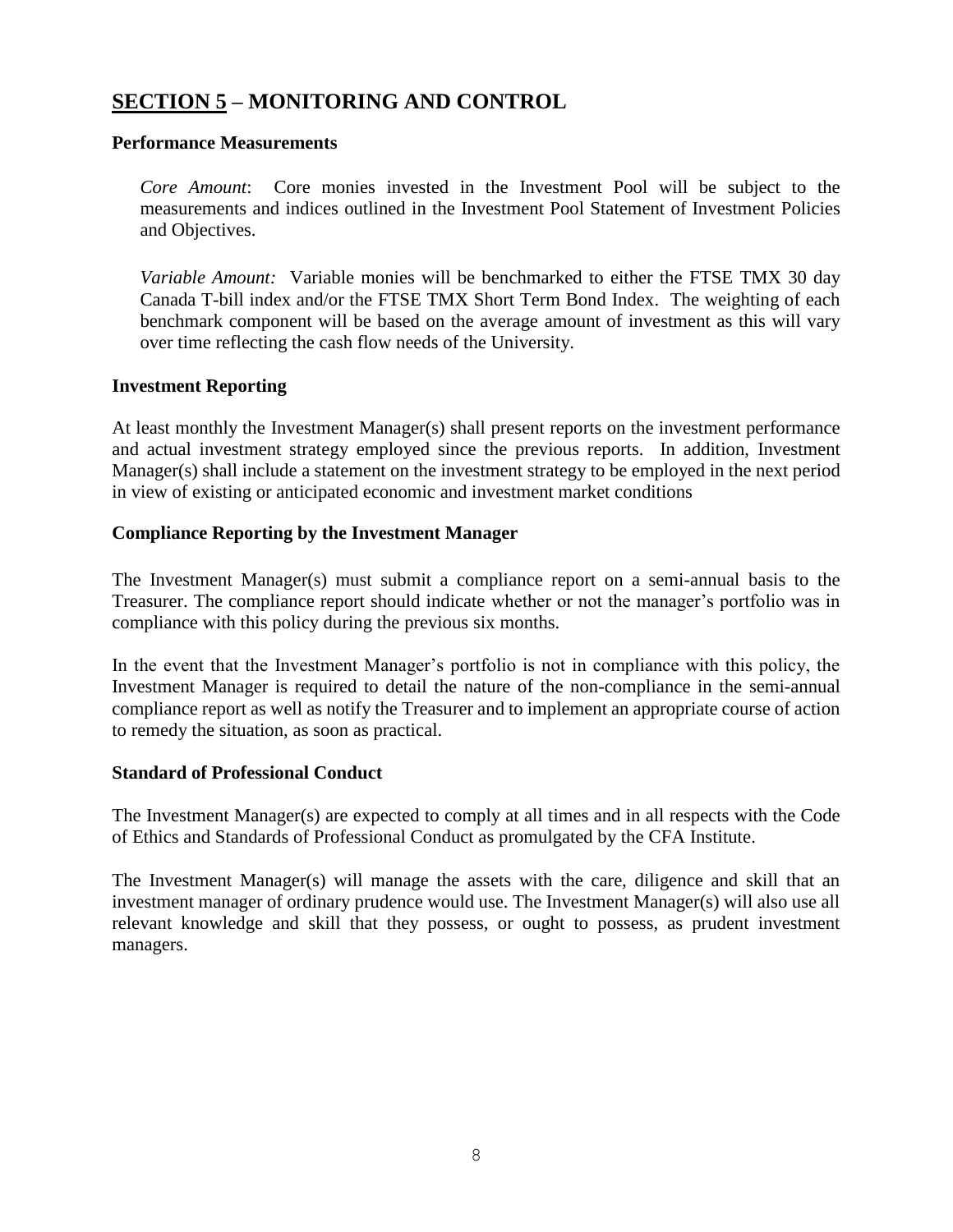## SECTION 5 – MONITORING AND CONTROL

### Performance Measurements

*Core Amount*: Core monies invested in the Investment Pool will be subject to the measurements and indices outlined in the Investment Pool Statement of Investment Policies and Objectives.

*Variable Amount:* Variable monies will be benchmarked to either the FTSE TMX 30 day Canada T-bill index and/or the FTSE TMX Short Term Bond Index. The weighting of each benchmark component will be based on the average amount of investment as this will vary over time reflecting the cash flow needs of the University.

### Investment Reporting

At least monthly the Investment Manager(s) shall present reports on the investment performance and actual investment strategy employed since the previous reports. In addition, Investment Manager(s) shall include a statement on the investment strategy to be employed in the next period in view of existing or anticipated economic and investment market conditions

### Compliance Reporting by the Investment Manager

The Investment Manager(s) must submit a compliance report on a semi-annual basis to the Treasurer. The compliance report should indicate whether or not the manager's portfolio was in compliance with this policy during the previous six months.

In the event that the Investment Manager's portfolio is not in compliance with this policy, the Investment Manager is required to detail the nature of the non-compliance in the semi-annual compliance report as well as notify the Treasurer and to implement an appropriate course of action to remedy the situation, as soon as practical.

### Standard of Professional Conduct

The Investment Manager(s) are expected to comply at all times and in all respects with the Code of Ethics and Standards of Professional Conduct as promulgated by the CFA Institute.

The Investment Manager(s) will manage the assets with the care, diligence and skill that an investment manager of ordinary prudence would use. The Investment Manager(s) will also use all relevant knowledge and skill that they possess, or ought to possess, as prudent investment managers.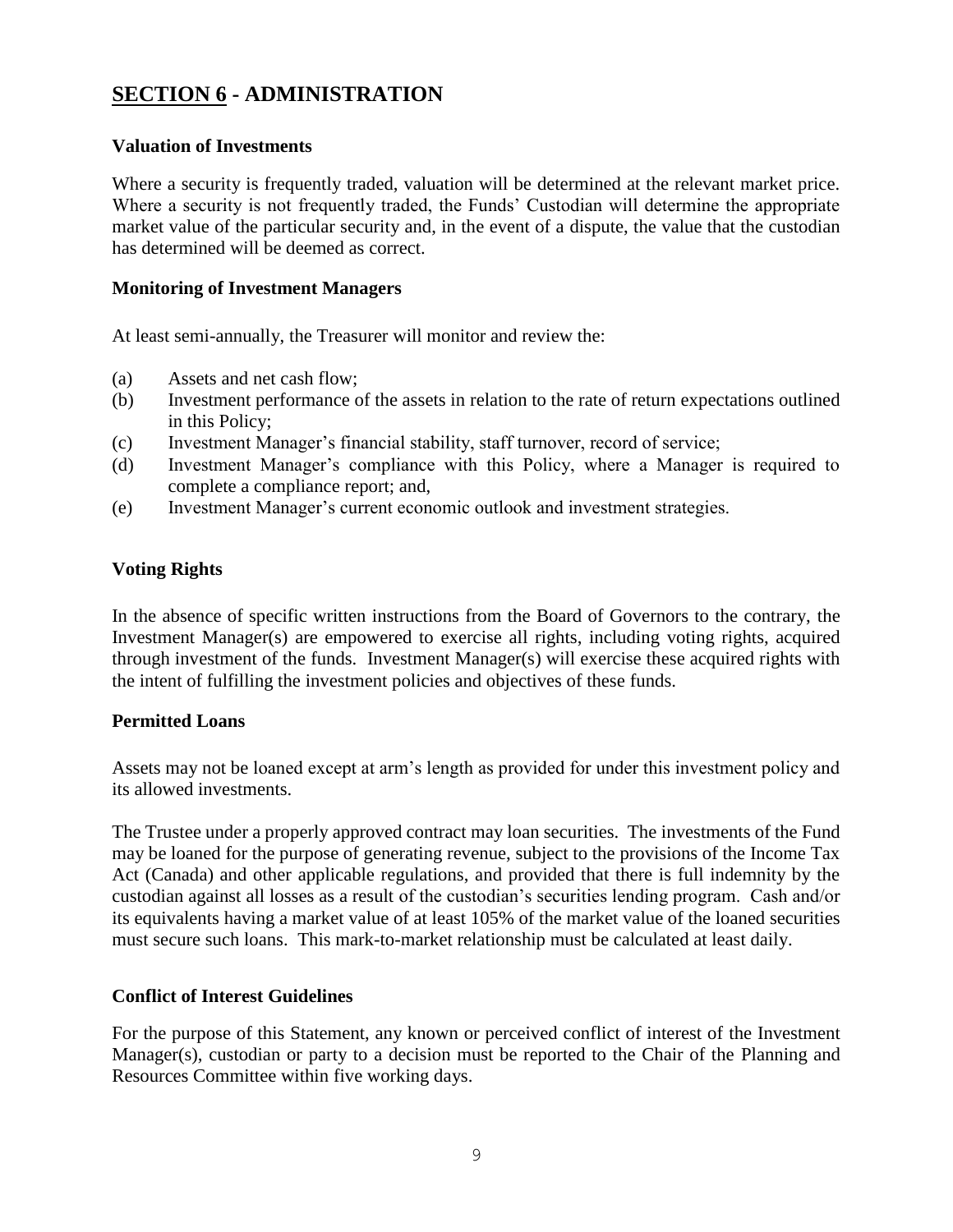## **SECTION 6** - ADMINISTRATION

### Valuation of Investments

Where a security is frequently traded, valuation will be determined at the relevant market price. Where a security is not frequently traded, the Funds' Custodian will determine the appropriate market value of the particular security and, in the event of a dispute, the value that the custodian has determined will be deemed as correct.

### Monitoring of Investment Managers

At least semi-annually, the Treasurer will monitor and review the:

(a) Assets and net cash flow;
(b) Investment performance of the assets in relation to the rate of return expectations outlined in this Policy;
(c) Investment Manager's financial stability, staff turnover, record of service;
(d) Investment Manager's compliance with this Policy, where a Manager is required to complete a compliance report; and,
(e) Investment Manager's current economic outlook and investment strategies.

### Voting Rights

In the absence of specific written instructions from the Board of Governors to the contrary, the Investment Manager(s) are empowered to exercise all rights, including voting rights, acquired through investment of the funds. Investment Manager(s) will exercise these acquired rights with the intent of fulfilling the investment policies and objectives of these funds.

### Permitted Loans

Assets may not be loaned except at arm's length as provided for under this investment policy and its allowed investments.

The Trustee under a properly approved contract may loan securities. The investments of the Fund may be loaned for the purpose of generating revenue, subject to the provisions of the Income Tax Act (Canada) and other applicable regulations, and provided that there is full indemnity by the custodian against all losses as a result of the custodian's securities lending program. Cash and/or its equivalents having a market value of at least 105% of the market value of the loaned securities must secure such loans. This mark-to-market relationship must be calculated at least daily.

### Conflict of Interest Guidelines

For the purpose of this Statement, any known or perceived conflict of interest of the Investment Manager(s), custodian or party to a decision must be reported to the Chair of the Planning and Resources Committee within five working days.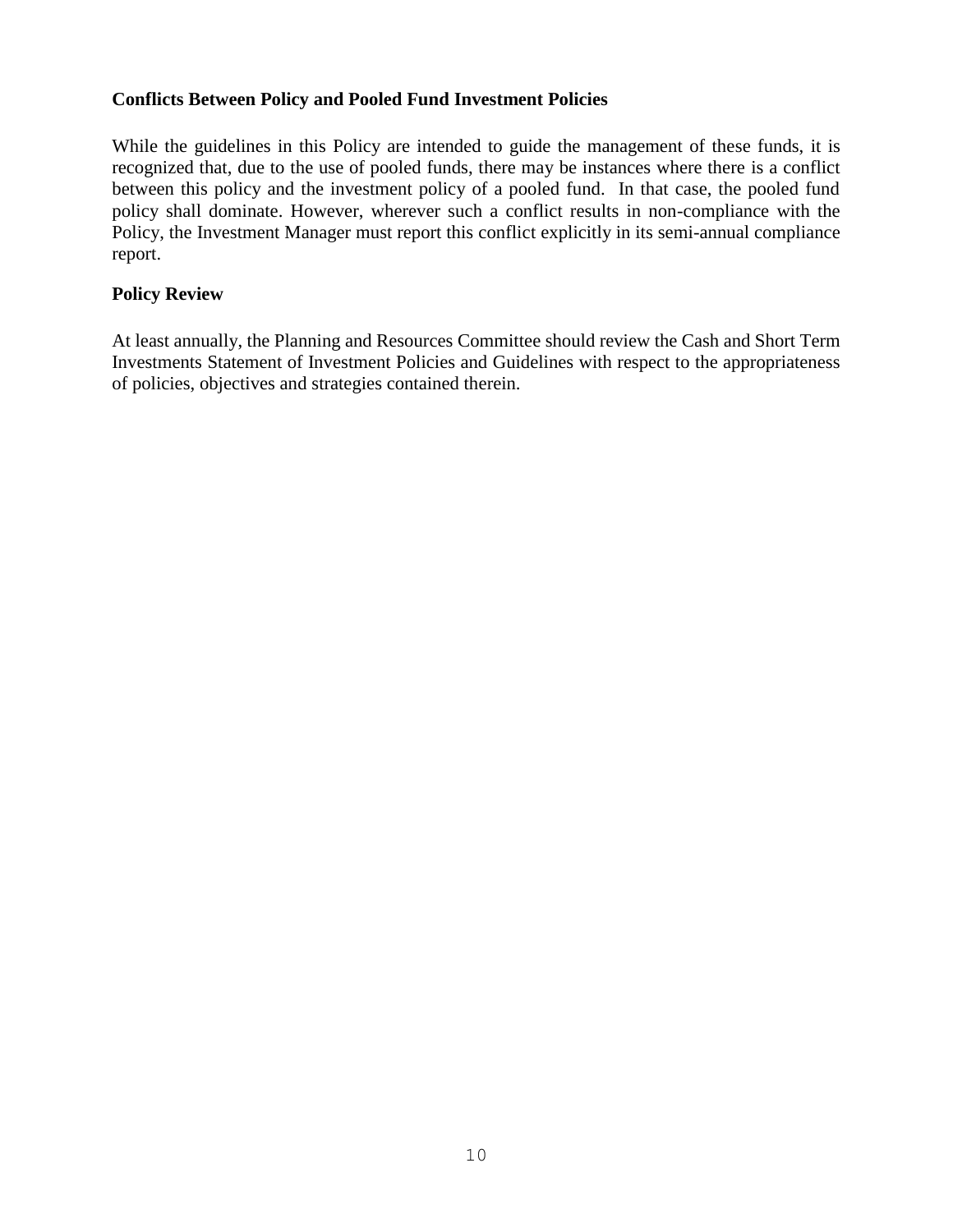**Conflicts Between Policy and Pooled Fund Investment Policies**

While the guidelines in this Policy are intended to guide the management of these funds, it is recognized that, due to the use of pooled funds, there may be instances where there is a conflict between this policy and the investment policy of a pooled fund. In that case, the pooled fund policy shall dominate. However, wherever such a conflict results in non-compliance with the Policy, the Investment Manager must report this conflict explicitly in its semi-annual compliance report.

**Policy Review**

At least annually, the Planning and Resources Committee should review the Cash and Short Term Investments Statement of Investment Policies and Guidelines with respect to the appropriateness of policies, objectives and strategies contained therein.